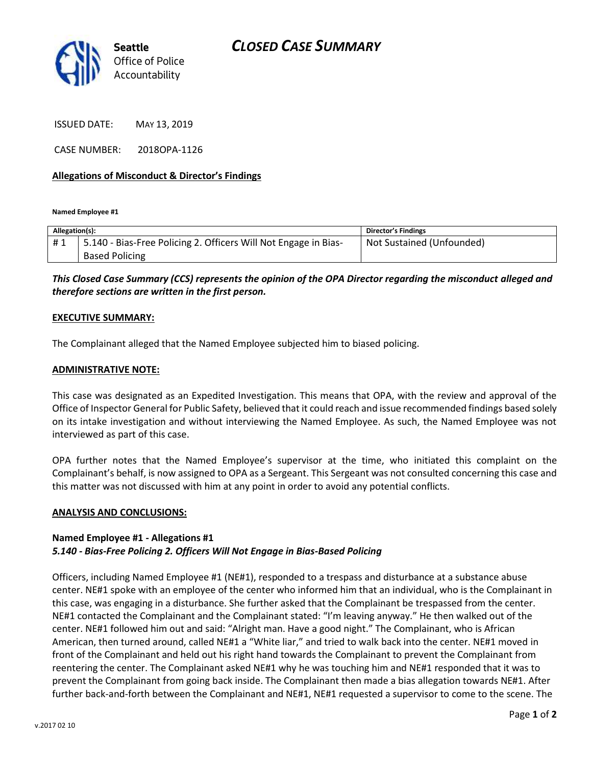Seattle Office of Police Accountability

# CLOSED CASE SUMMARY

ISSUED DATE: MAY 13, 2019

CASE NUMBER: 2018OPA-1126

**Allegations of Misconduct & Director's Findings**

**Named Employee #1**

| Allegation(s): | | Director's Findings |
|---|---|---|
| # 1 | 5.140 - Bias-Free Policing 2. Officers Will Not Engage in Bias-Based Policing | Not Sustained (Unfounded) |

***This Closed Case Summary (CCS) represents the opinion of the OPA Director regarding the misconduct alleged and therefore sections are written in the first person.***

**EXECUTIVE SUMMARY:**

The Complainant alleged that the Named Employee subjected him to biased policing.

**ADMINISTRATIVE NOTE:**

This case was designated as an Expedited Investigation. This means that OPA, with the review and approval of the Office of Inspector General for Public Safety, believed that it could reach and issue recommended findings based solely on its intake investigation and without interviewing the Named Employee. As such, the Named Employee was not interviewed as part of this case.

OPA further notes that the Named Employee's supervisor at the time, who initiated this complaint on the Complainant's behalf, is now assigned to OPA as a Sergeant. This Sergeant was not consulted concerning this case and this matter was not discussed with him at any point in order to avoid any potential conflicts.

**ANALYSIS AND CONCLUSIONS:**

**Named Employee #1 - Allegations #1**
***5.140 - Bias-Free Policing 2. Officers Will Not Engage in Bias-Based Policing***

Officers, including Named Employee #1 (NE#1), responded to a trespass and disturbance at a substance abuse center. NE#1 spoke with an employee of the center who informed him that an individual, who is the Complainant in this case, was engaging in a disturbance. She further asked that the Complainant be trespassed from the center. NE#1 contacted the Complainant and the Complainant stated: "I'm leaving anyway." He then walked out of the center. NE#1 followed him out and said: "Alright man. Have a good night." The Complainant, who is African American, then turned around, called NE#1 a "White liar," and tried to walk back into the center. NE#1 moved in front of the Complainant and held out his right hand towards the Complainant to prevent the Complainant from reentering the center. The Complainant asked NE#1 why he was touching him and NE#1 responded that it was to prevent the Complainant from going back inside. The Complainant then made a bias allegation towards NE#1. After further back-and-forth between the Complainant and NE#1, NE#1 requested a supervisor to come to the scene. The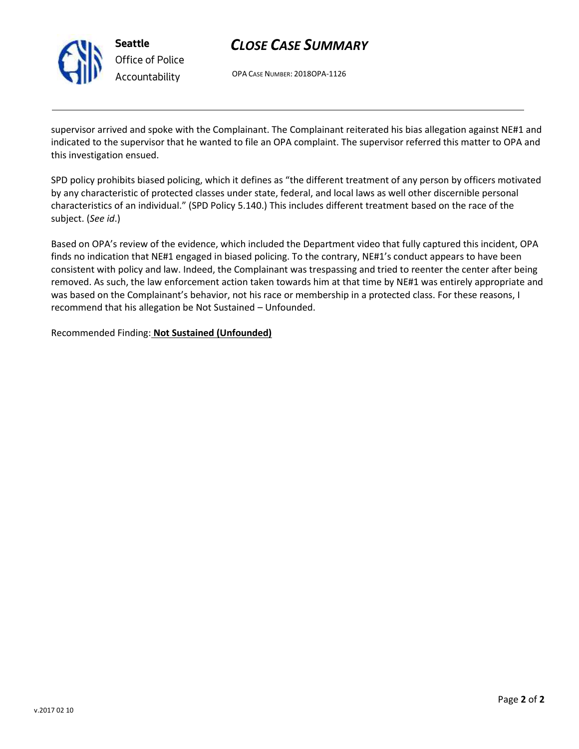supervisor arrived and spoke with the Complainant. The Complainant reiterated his bias allegation against NE#1 and indicated to the supervisor that he wanted to file an OPA complaint. The supervisor referred this matter to OPA and this investigation ensued.

SPD policy prohibits biased policing, which it defines as "the different treatment of any person by officers motivated by any characteristic of protected classes under state, federal, and local laws as well other discernible personal characteristics of an individual." (SPD Policy 5.140.) This includes different treatment based on the race of the subject. (*See id*.)

Based on OPA's review of the evidence, which included the Department video that fully captured this incident, OPA finds no indication that NE#1 engaged in biased policing. To the contrary, NE#1's conduct appears to have been consistent with policy and law. Indeed, the Complainant was trespassing and tried to reenter the center after being removed. As such, the law enforcement action taken towards him at that time by NE#1 was entirely appropriate and was based on the Complainant's behavior, not his race or membership in a protected class. For these reasons, I recommend that his allegation be Not Sustained – Unfounded.

Recommended Finding: **Not Sustained (Unfounded)**